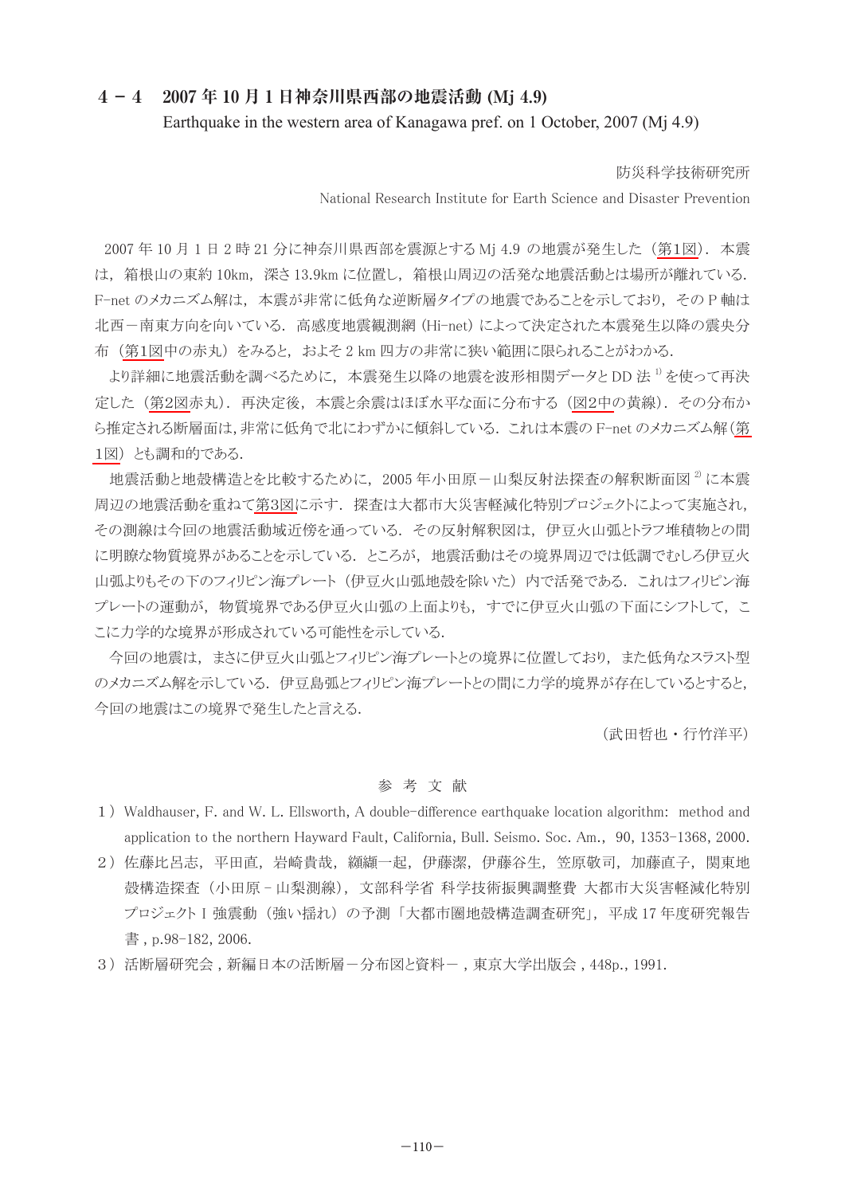## 4－4　2007 年 10 月 1 日神奈川県西部の地震活動 (Mj 4.9)

Earthquake in the western area of Kanagawa pref. on 1 October, 2007 (Mj 4.9)

防災科学技術研究所

National Research Institute for Earth Science and Disaster Prevention

2007 年 10 月 1 日 2 時 21 分に神奈川県西部を震源とする Mj 4.9 の地震が発生した（第1図）．本震は，箱根山の東約 10km，深さ 13.9km に位置し，箱根山周辺の活発な地震活動とは場所が離れている．F-net のメカニズム解は，本震が非常に低角な逆断層タイプの地震であることを示しており，その P 軸は北西－南東方向を向いている．高感度地震観測網（Hi-net）によって決定された本震発生以降の震央分布（第1図中の赤丸）をみると，およそ 2 km 四方の非常に狭い範囲に限られることがわかる．

より詳細に地震活動を調べるために，本震発生以降の地震を波形相関データと DD 法[1] を使って再決定した（第2図赤丸）．再決定後，本震と余震はほぼ水平な面に分布する（図2中の黄線）．その分布から推定される断層面は，非常に低角で北にわずかに傾斜している．これは本震の F-net のメカニズム解（第1図）とも調和的である．

地震活動と地殻構造とを比較するために，2005 年小田原－山梨反射法探査の解釈断面図[2] に本震周辺の地震活動を重ねて第3図に示す．探査は大都市大災害軽減化特別プロジェクトによって実施され，その測線は今回の地震活動域近傍を通っている．その反射解釈図は，伊豆火山弧とトラフ堆積物との間に明瞭な物質境界があることを示している．ところが，地震活動はその境界周辺では低調でむしろ伊豆火山弧よりもその下のフィリピン海プレート（伊豆火山弧地殻を除いた）内で活発である．これはフィリピン海プレートの運動が，物質境界である伊豆火山弧の上面よりも，すでに伊豆火山弧の下面にシフトして，ここに力学的な境界が形成されている可能性を示している．

今回の地震は，まさに伊豆火山弧とフィリピン海プレートとの境界に位置しており，また低角なスラスト型のメカニズム解を示している．伊豆島弧とフィリピン海プレートとの間に力学的境界が存在しているとすると，今回の地震はこの境界で発生したと言える．

（武田哲也・行竹洋平）

### 参 考 文 献

1）Waldhauser, F. and W. L. Ellsworth, A double-difference earthquake location algorithm: method and application to the northern Hayward Fault, California, Bull. Seismo. Soc. Am., 90, 1353-1368, 2000.

2）佐藤比呂志，平田直，岩崎貴哉，纐纈一起，伊藤潔，伊藤谷生，笠原敬司，加藤直子，関東地殻構造探査（小田原 - 山梨測線），文部科学省 科学技術振興調整費 大都市大災害軽減化特別プロジェクトⅠ強震動（強い揺れ）の予測「大都市圏地殻構造調査研究」，平成 17 年度研究報告書 , p.98-182, 2006.

3）活断層研究会 , 新編日本の活断層－分布図と資料－ , 東京大学出版会 , 448p., 1991.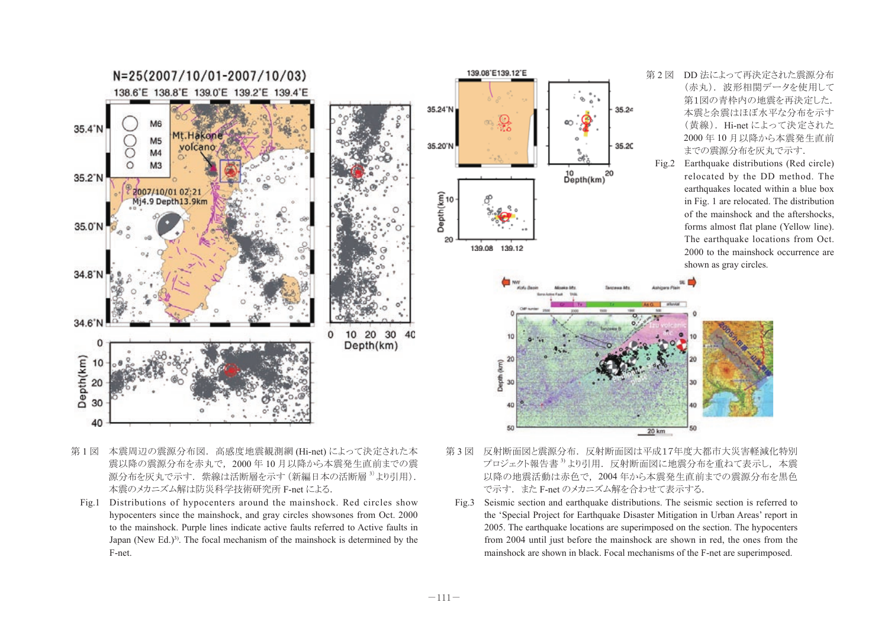N=25(2007/10/01-2007/10/03)

138.6°E 138.8°E 139.0°E 139.2°E 139.4°E

35.4°N

35.2°N

35.0°N

34.8°N

34.6°N

M6
M5
M4
M3

Mt.Hakone volcano

2007/10/01 02:21
Mj4.9 Depth13.9km

0 10 20 30 40
Depth(km)

Depth(km)
0
10
20
30
40

第 1 図　本震周辺の震源分布図．高感度地震観測網 (Hi-net) によって決定された本震以降の震源分布を赤丸で，2000 年 10 月以降から本震発生直前までの震源分布を灰丸で示す．紫線は活断層を示す（新編日本の活断層 [3] より引用）．本震のメカニズム解は防災科学技術研究所 F-net による．

Fig.1　Distributions of hypocenters around the mainshock. Red circles show hypocenters since the mainshock, and gray circles showsones from Oct. 2000 to the mainshock. Purple lines indicate active faults referred to Active faults in Japan (New Ed.)[3]. The focal mechanism of the mainshock is determined by the F-net.

139.08°E139.12°E

35.24°N

35.20°N

10 20
Depth(km)

Depth(km)
10
20

139.08 139.12

第 2 図　DD 法によって再決定された震源分布（赤丸）．波形相関データを使用して第1図の青枠内の地震を再決定した．本震と余震はほぼ水平な分布を示す（黄線）．Hi-net によって決定された 2000 年 10 月以降から本震発生直前までの震源分布を灰丸で示す．

Fig.2　Earthquake distributions (Red circle) relocated by the DD method. The earthquakes located within a blue box in Fig. 1 are relocated. The distribution of the mainshock and the aftershocks, forms almost flat plane (Yellow line). The earthquake locations from Oct. 2000 to the mainshock occurrence are shown as gray circles.

NW
SE

Depth (km)

Izu volcanic arc

20 km

第 3 図　反射断面図と震源分布．反射断面図は平成17年度大都市大災害軽減化特別プロジェクト報告書 [3] より引用．反射断面図に地震分布を重ねて表示し，本震以降の地震活動は赤色で，2004 年から本震発生直前までの震源分布を黒色で示す．また F-net のメカニズム解を合わせて表示する．

Fig.3　Seismic section and earthquake distributions. The seismic section is referred to the 'Special Project for Earthquake Disaster Mitigation in Urban Areas' report in 2005. The earthquake locations are superimposed on the section. The hypocenters from 2004 until just before the mainshock are shown in red, the ones from the mainshock are shown in black. Focal mechanisms of the F-net are superimposed.